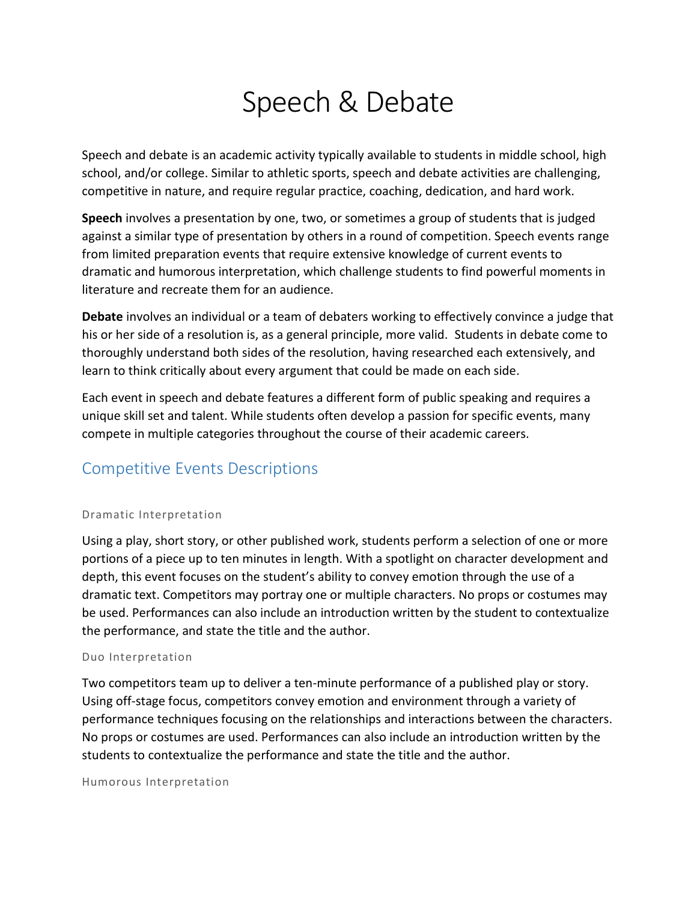# Speech & Debate

Speech and debate is an academic activity typically available to students in middle school, high school, and/or college. Similar to athletic sports, speech and debate activities are challenging, competitive in nature, and require regular practice, coaching, dedication, and hard work.

**Speech** involves a presentation by one, two, or sometimes a group of students that is judged against a similar type of presentation by others in a round of competition. Speech events range from limited preparation events that require extensive knowledge of current events to dramatic and humorous interpretation, which challenge students to find powerful moments in literature and recreate them for an audience.

**Debate** involves an individual or a team of debaters working to effectively convince a judge that his or her side of a resolution is, as a general principle, more valid. Students in debate come to thoroughly understand both sides of the resolution, having researched each extensively, and learn to think critically about every argument that could be made on each side.

Each event in speech and debate features a different form of public speaking and requires a unique skill set and talent. While students often develop a passion for specific events, many compete in multiple categories throughout the course of their academic careers.

## Competitive Events Descriptions

### Dramatic Interpretation

Using a play, short story, or other published work, students perform a selection of one or more portions of a piece up to ten minutes in length. With a spotlight on character development and depth, this event focuses on the student's ability to convey emotion through the use of a dramatic text. Competitors may portray one or multiple characters. No props or costumes may be used. Performances can also include an introduction written by the student to contextualize the performance, and state the title and the author.

### Duo Interpretation

Two competitors team up to deliver a ten-minute performance of a published play or story. Using off-stage focus, competitors convey emotion and environment through a variety of performance techniques focusing on the relationships and interactions between the characters. No props or costumes are used. Performances can also include an introduction written by the students to contextualize the performance and state the title and the author.

### Humorous Interpretation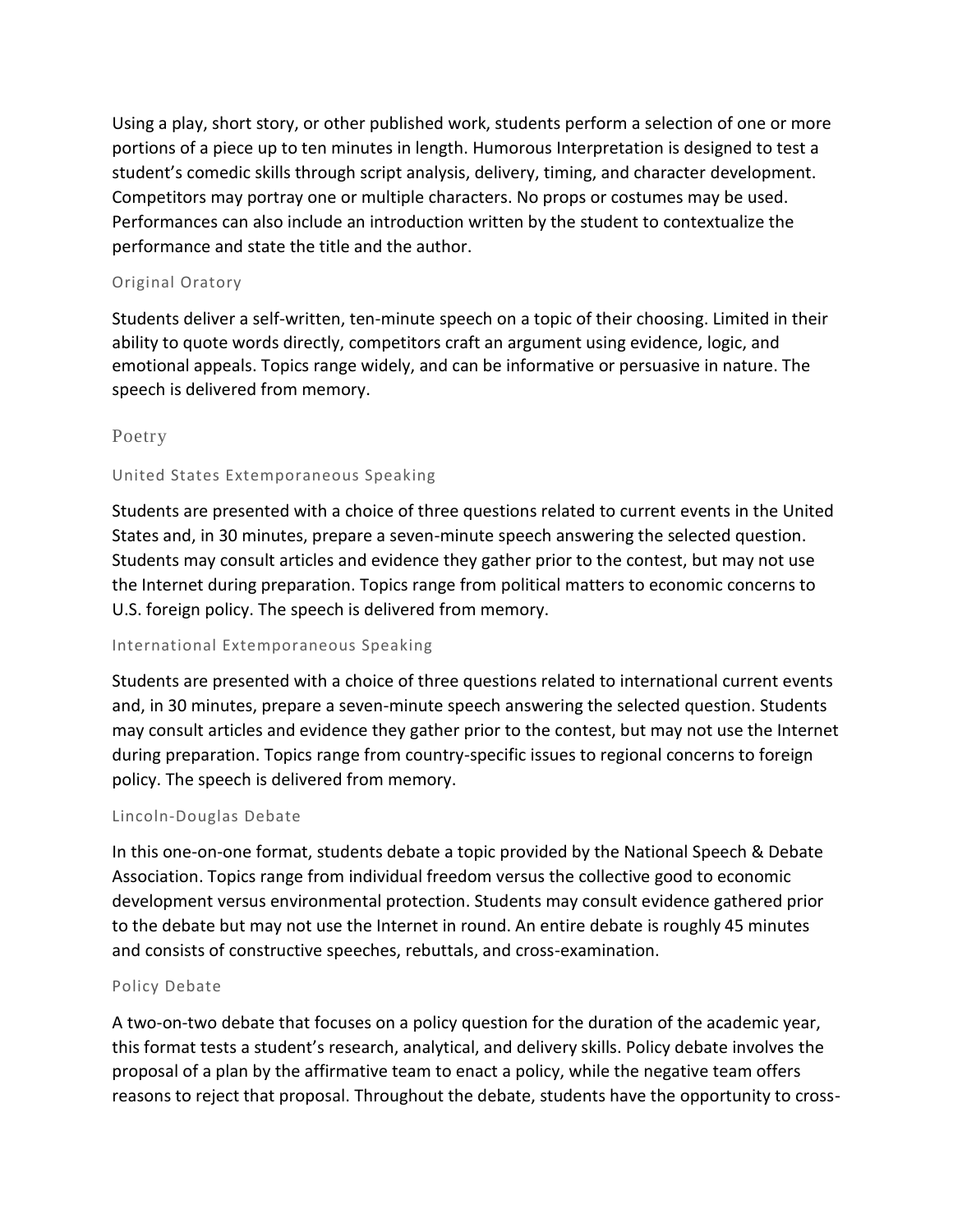Using a play, short story, or other published work, students perform a selection of one or more portions of a piece up to ten minutes in length. Humorous Interpretation is designed to test a student's comedic skills through script analysis, delivery, timing, and character development. Competitors may portray one or multiple characters. No props or costumes may be used. Performances can also include an introduction written by the student to contextualize the performance and state the title and the author.

### Original Oratory

Students deliver a self-written, ten-minute speech on a topic of their choosing. Limited in their ability to quote words directly, competitors craft an argument using evidence, logic, and emotional appeals. Topics range widely, and can be informative or persuasive in nature. The speech is delivered from memory.

## Poetry

### United States Extemporaneous Speaking

Students are presented with a choice of three questions related to current events in the United States and, in 30 minutes, prepare a seven-minute speech answering the selected question. Students may consult articles and evidence they gather prior to the contest, but may not use the Internet during preparation. Topics range from political matters to economic concerns to U.S. foreign policy. The speech is delivered from memory.

### International Extemporaneous Speaking

Students are presented with a choice of three questions related to international current events and, in 30 minutes, prepare a seven-minute speech answering the selected question. Students may consult articles and evidence they gather prior to the contest, but may not use the Internet during preparation. Topics range from country-specific issues to regional concerns to foreign policy. The speech is delivered from memory.

### Lincoln-Douglas Debate

In this one-on-one format, students debate a topic provided by the National Speech & Debate Association. Topics range from individual freedom versus the collective good to economic development versus environmental protection. Students may consult evidence gathered prior to the debate but may not use the Internet in round. An entire debate is roughly 45 minutes and consists of constructive speeches, rebuttals, and cross-examination.

### Policy Debate

A two-on-two debate that focuses on a policy question for the duration of the academic year, this format tests a student's research, analytical, and delivery skills. Policy debate involves the proposal of a plan by the affirmative team to enact a policy, while the negative team offers reasons to reject that proposal. Throughout the debate, students have the opportunity to cross-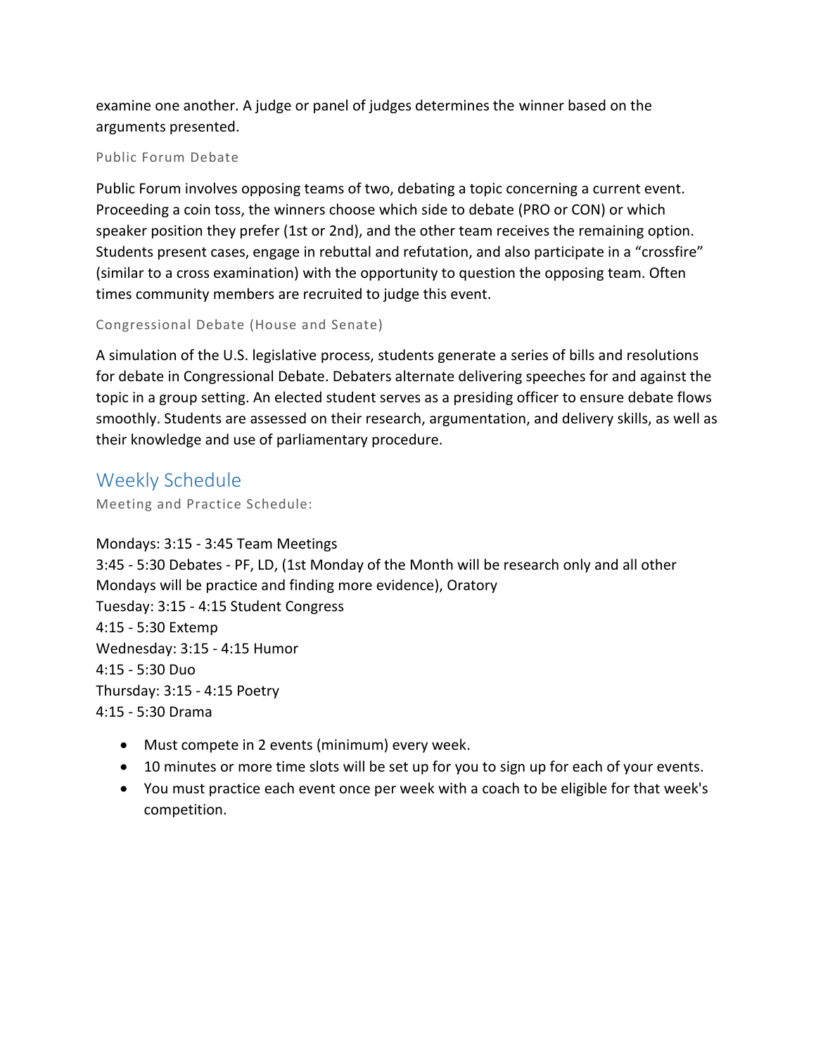examine one another. A judge or panel of judges determines the winner based on the arguments presented.

### Public Forum Debate

Public Forum involves opposing teams of two, debating a topic concerning a current event. Proceeding a coin toss, the winners choose which side to debate (PRO or CON) or which speaker position they prefer (1st or 2nd), and the other team receives the remaining option. Students present cases, engage in rebuttal and refutation, and also participate in a "crossfire" (similar to a cross examination) with the opportunity to question the opposing team. Often times community members are recruited to judge this event.

### Congressional Debate (House and Senate)

A simulation of the U.S. legislative process, students generate a series of bills and resolutions for debate in Congressional Debate. Debaters alternate delivering speeches for and against the topic in a group setting. An elected student serves as a presiding officer to ensure debate flows smoothly. Students are assessed on their research, argumentation, and delivery skills, as well as their knowledge and use of parliamentary procedure.

## Weekly Schedule

### Meeting and Practice Schedule:

Mondays: 3:15 - 3:45 Team Meetings
3:45 - 5:30 Debates - PF, LD, (1st Monday of the Month will be research only and all other Mondays will be practice and finding more evidence), Oratory
Tuesday: 3:15 - 4:15 Student Congress
4:15 - 5:30 Extemp
Wednesday: 3:15 - 4:15 Humor
4:15 - 5:30 Duo
Thursday: 3:15 - 4:15 Poetry
4:15 - 5:30 Drama

- Must compete in 2 events (minimum) every week.
- 10 minutes or more time slots will be set up for you to sign up for each of your events.
- You must practice each event once per week with a coach to be eligible for that week's competition.